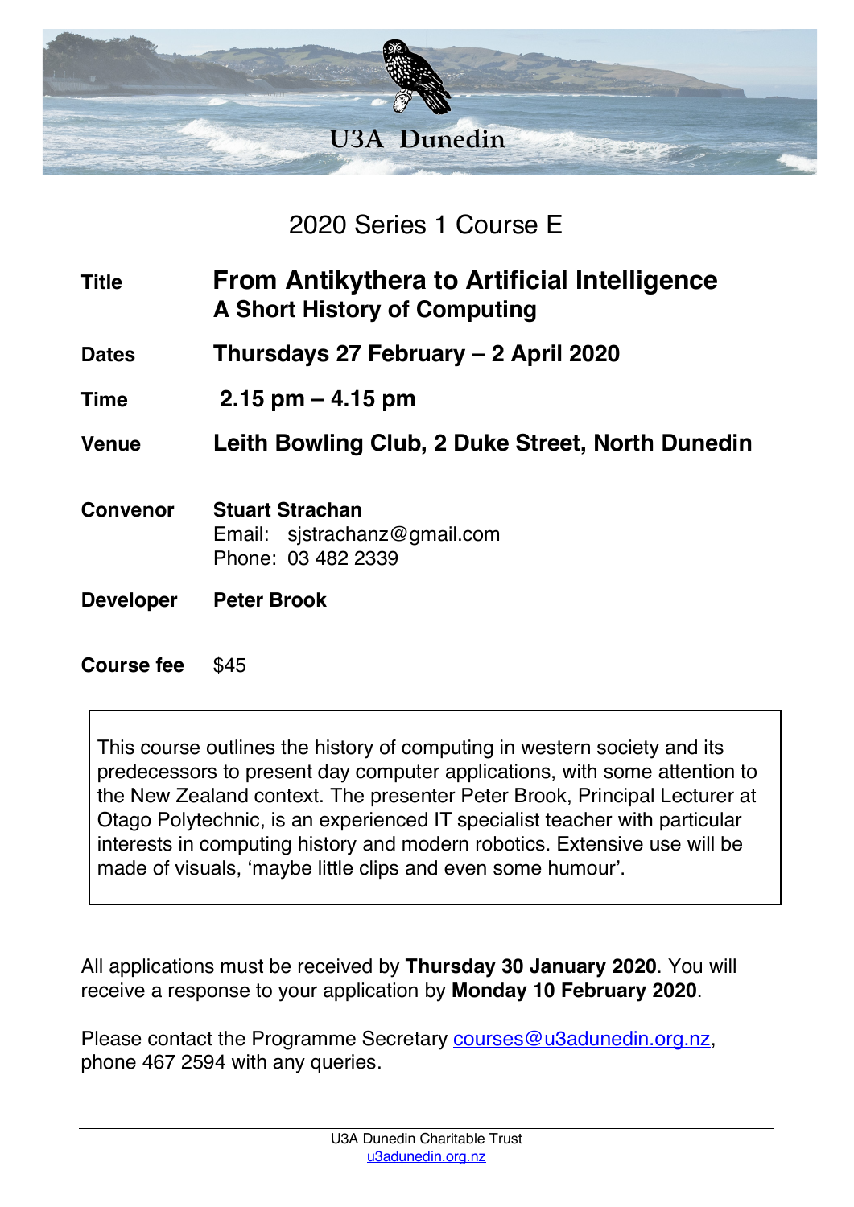U3A Dunedin

## 2020 Series 1 Course E

| | |
|---|---|
| **Title** | **From Antikythera to Artificial Intelligence**<br>**A Short History of Computing** |
| **Dates** | **Thursdays 27 February – 2 April 2020** |
| **Time** | **2.15 pm – 4.15 pm** |
| **Venue** | **Leith Bowling Club, 2 Duke Street, North Dunedin** |
| **Convenor** | **Stuart Strachan**<br>Email: sjstrachanz@gmail.com<br>Phone: 03 482 2339 |
| **Developer** | **Peter Brook** |
| **Course fee** | $45 |

This course outlines the history of computing in western society and its predecessors to present day computer applications, with some attention to the New Zealand context. The presenter Peter Brook, Principal Lecturer at Otago Polytechnic, is an experienced IT specialist teacher with particular interests in computing history and modern robotics. Extensive use will be made of visuals, 'maybe little clips and even some humour'.

All applications must be received by **Thursday 30 January 2020**. You will receive a response to your application by **Monday 10 February 2020**.

Please contact the Programme Secretary courses@u3adunedin.org.nz, phone 467 2594 with any queries.

U3A Dunedin Charitable Trust
u3adunedin.org.nz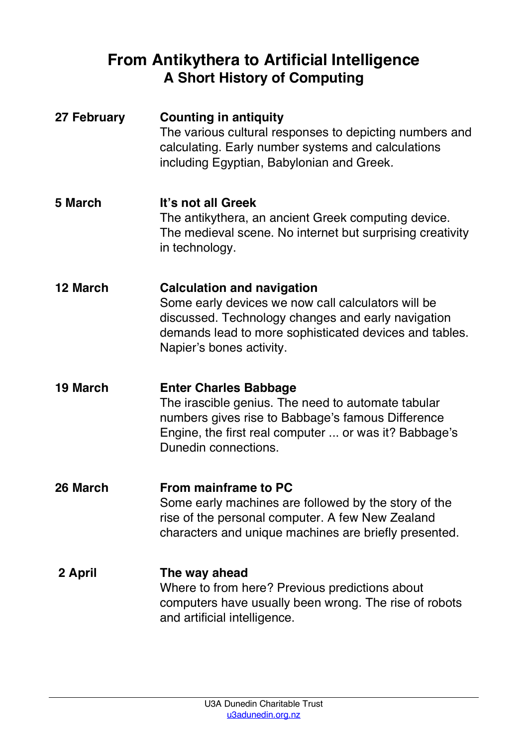# From Antikythera to Artificial Intelligence
## A Short History of Computing

| | | |
|---|---|---|
| **27 February** | **Counting in antiquity** | The various cultural responses to depicting numbers and calculating. Early number systems and calculations including Egyptian, Babylonian and Greek. |
| **5 March** | **It's not all Greek** | The antikythera, an ancient Greek computing device. The medieval scene. No internet but surprising creativity in technology. |
| **12 March** | **Calculation and navigation** | Some early devices we now call calculators will be discussed. Technology changes and early navigation demands lead to more sophisticated devices and tables. Napier's bones activity. |
| **19 March** | **Enter Charles Babbage** | The irascible genius. The need to automate tabular numbers gives rise to Babbage's famous Difference Engine, the first real computer ... or was it? Babbage's Dunedin connections. |
| **26 March** | **From mainframe to PC** | Some early machines are followed by the story of the rise of the personal computer. A few New Zealand characters and unique machines are briefly presented. |
| **2 April** | **The way ahead** | Where to from here? Previous predictions about computers have usually been wrong. The rise of robots and artificial intelligence. |

U3A Dunedin Charitable Trust
u3adunedin.org.nz